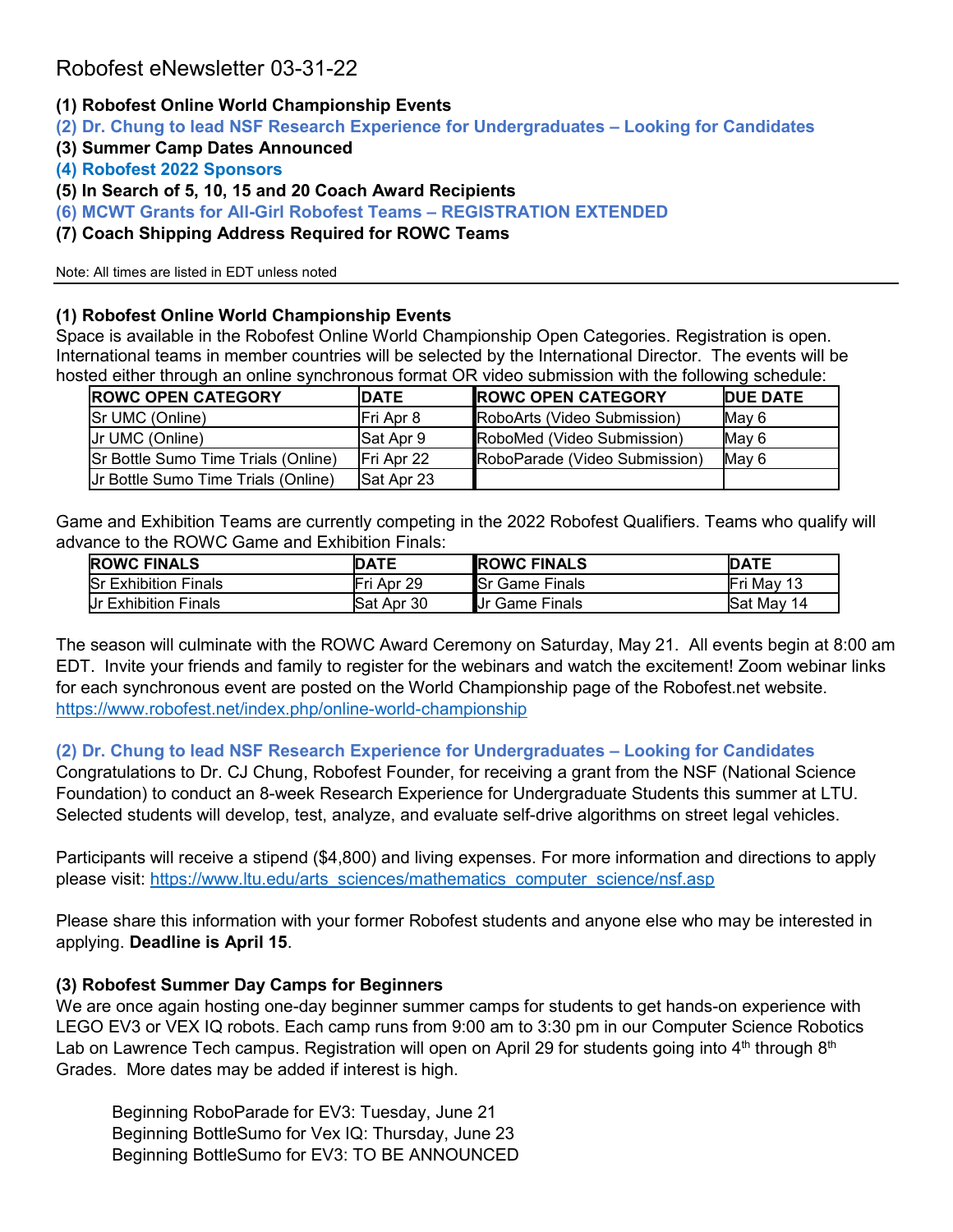# Robofest eNewsletter 03-31-22

**(1) Robofest Online World Championship Events**
**(2) Dr. Chung to lead NSF Research Experience for Undergraduates – Looking for Candidates**
**(3) Summer Camp Dates Announced**
**(4) Robofest 2022 Sponsors**
**(5) In Search of 5, 10, 15 and 20 Coach Award Recipients**
**(6) MCWT Grants for All-Girl Robofest Teams – REGISTRATION EXTENDED**
**(7) Coach Shipping Address Required for ROWC Teams**

Note: All times are listed in EDT unless noted

---

### (1) Robofest Online World Championship Events

Space is available in the Robofest Online World Championship Open Categories. Registration is open. International teams in member countries will be selected by the International Director. The events will be hosted either through an online synchronous format OR video submission with the following schedule:

| ROWC OPEN CATEGORY | DATE | ROWC OPEN CATEGORY | DUE DATE |
|---|---|---|---|
| Sr UMC (Online) | Fri Apr 8 | RoboArts (Video Submission) | May 6 |
| Jr UMC (Online) | Sat Apr 9 | RoboMed (Video Submission) | May 6 |
| Sr Bottle Sumo Time Trials (Online) | Fri Apr 22 | RoboParade (Video Submission) | May 6 |
| Jr Bottle Sumo Time Trials (Online) | Sat Apr 23 | | |

Game and Exhibition Teams are currently competing in the 2022 Robofest Qualifiers. Teams who qualify will advance to the ROWC Game and Exhibition Finals:

| ROWC FINALS | DATE | ROWC FINALS | DATE |
|---|---|---|---|
| Sr Exhibition Finals | Fri Apr 29 | Sr Game Finals | Fri May 13 |
| Jr Exhibition Finals | Sat Apr 30 | Jr Game Finals | Sat May 14 |

The season will culminate with the ROWC Award Ceremony on Saturday, May 21. All events begin at 8:00 am EDT. Invite your friends and family to register for the webinars and watch the excitement! Zoom webinar links for each synchronous event are posted on the World Championship page of the Robofest.net website.
https://www.robofest.net/index.php/online-world-championship

### (2) Dr. Chung to lead NSF Research Experience for Undergraduates – Looking for Candidates

Congratulations to Dr. CJ Chung, Robofest Founder, for receiving a grant from the NSF (National Science Foundation) to conduct an 8-week Research Experience for Undergraduate Students this summer at LTU. Selected students will develop, test, analyze, and evaluate self-drive algorithms on street legal vehicles.

Participants will receive a stipend ($4,800) and living expenses. For more information and directions to apply please visit: https://www.ltu.edu/arts_sciences/mathematics_computer_science/nsf.asp

Please share this information with your former Robofest students and anyone else who may be interested in applying. **Deadline is April 15**.

### (3) Robofest Summer Day Camps for Beginners

We are once again hosting one-day beginner summer camps for students to get hands-on experience with LEGO EV3 or VEX IQ robots. Each camp runs from 9:00 am to 3:30 pm in our Computer Science Robotics Lab on Lawrence Tech campus. Registration will open on April 29 for students going into 4th through 8th Grades. More dates may be added if interest is high.

Beginning RoboParade for EV3: Tuesday, June 21
Beginning BottleSumo for Vex IQ: Thursday, June 23
Beginning BottleSumo for EV3: TO BE ANNOUNCED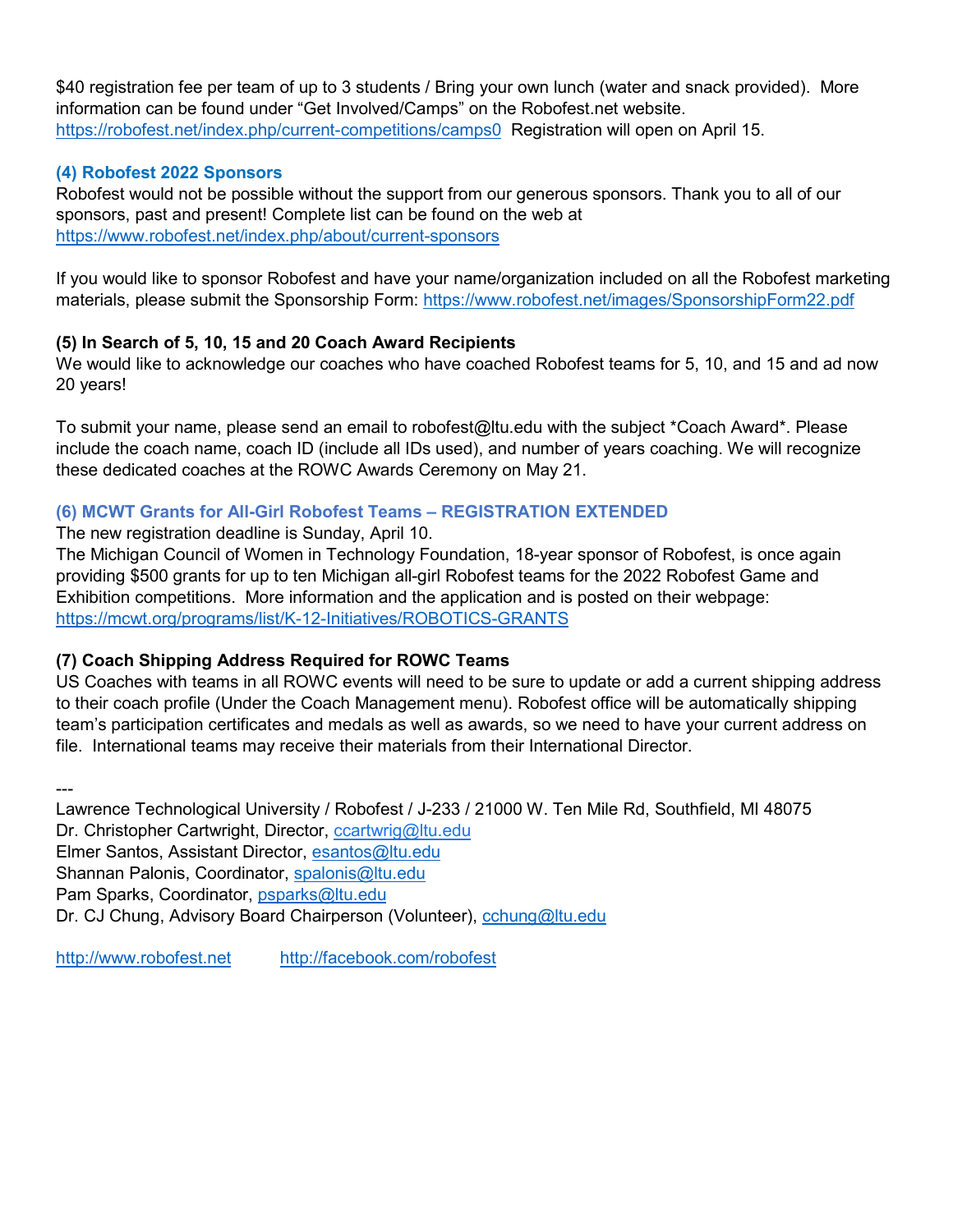$40 registration fee per team of up to 3 students / Bring your own lunch (water and snack provided). More information can be found under "Get Involved/Camps" on the Robofest.net website. https://robofest.net/index.php/current-competitions/camps0 Registration will open on April 15.

### (4) Robofest 2022 Sponsors

Robofest would not be possible without the support from our generous sponsors. Thank you to all of our sponsors, past and present! Complete list can be found on the web at https://www.robofest.net/index.php/about/current-sponsors

If you would like to sponsor Robofest and have your name/organization included on all the Robofest marketing materials, please submit the Sponsorship Form: https://www.robofest.net/images/SponsorshipForm22.pdf

### (5) In Search of 5, 10, 15 and 20 Coach Award Recipients

We would like to acknowledge our coaches who have coached Robofest teams for 5, 10, and 15 and ad now 20 years!

To submit your name, please send an email to robofest@ltu.edu with the subject *Coach Award*. Please include the coach name, coach ID (include all IDs used), and number of years coaching. We will recognize these dedicated coaches at the ROWC Awards Ceremony on May 21.

### (6) MCWT Grants for All-Girl Robofest Teams – REGISTRATION EXTENDED

The new registration deadline is Sunday, April 10.
The Michigan Council of Women in Technology Foundation, 18-year sponsor of Robofest, is once again providing $500 grants for up to ten Michigan all-girl Robofest teams for the 2022 Robofest Game and Exhibition competitions. More information and the application and is posted on their webpage: https://mcwt.org/programs/list/K-12-Initiatives/ROBOTICS-GRANTS

### (7) Coach Shipping Address Required for ROWC Teams

US Coaches with teams in all ROWC events will need to be sure to update or add a current shipping address to their coach profile (Under the Coach Management menu). Robofest office will be automatically shipping team's participation certificates and medals as well as awards, so we need to have your current address on file. International teams may receive their materials from their International Director.

---

Lawrence Technological University / Robofest / J-233 / 21000 W. Ten Mile Rd, Southfield, MI 48075
Dr. Christopher Cartwright, Director, ccartwrig@ltu.edu
Elmer Santos, Assistant Director, esantos@ltu.edu
Shannan Palonis, Coordinator, spalonis@ltu.edu
Pam Sparks, Coordinator, psparks@ltu.edu
Dr. CJ Chung, Advisory Board Chairperson (Volunteer), cchung@ltu.edu

http://www.robofest.net http://facebook.com/robofest